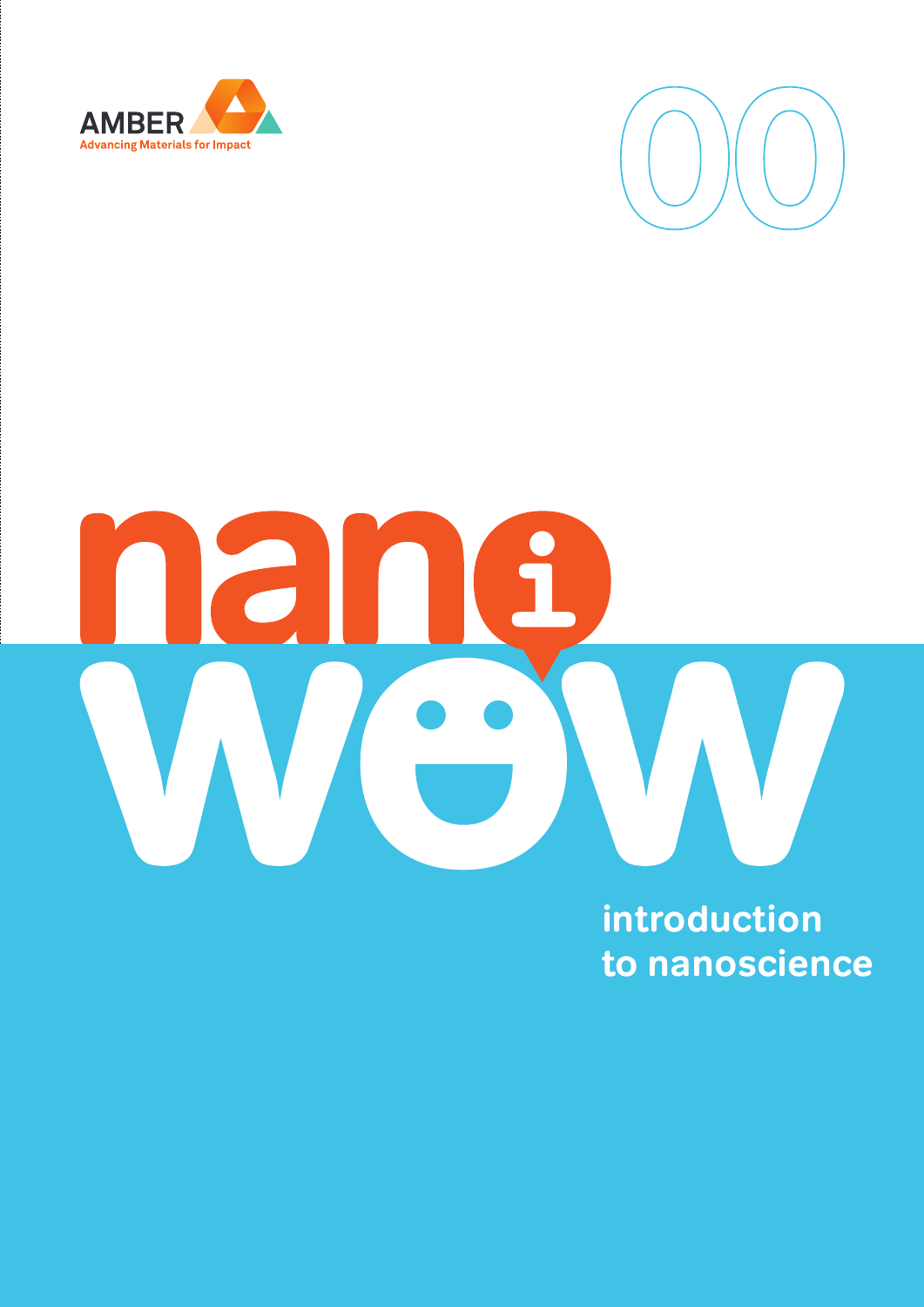AMBER

Advancing Materials for Impact

00

# nano wow

## introduction to nanoscience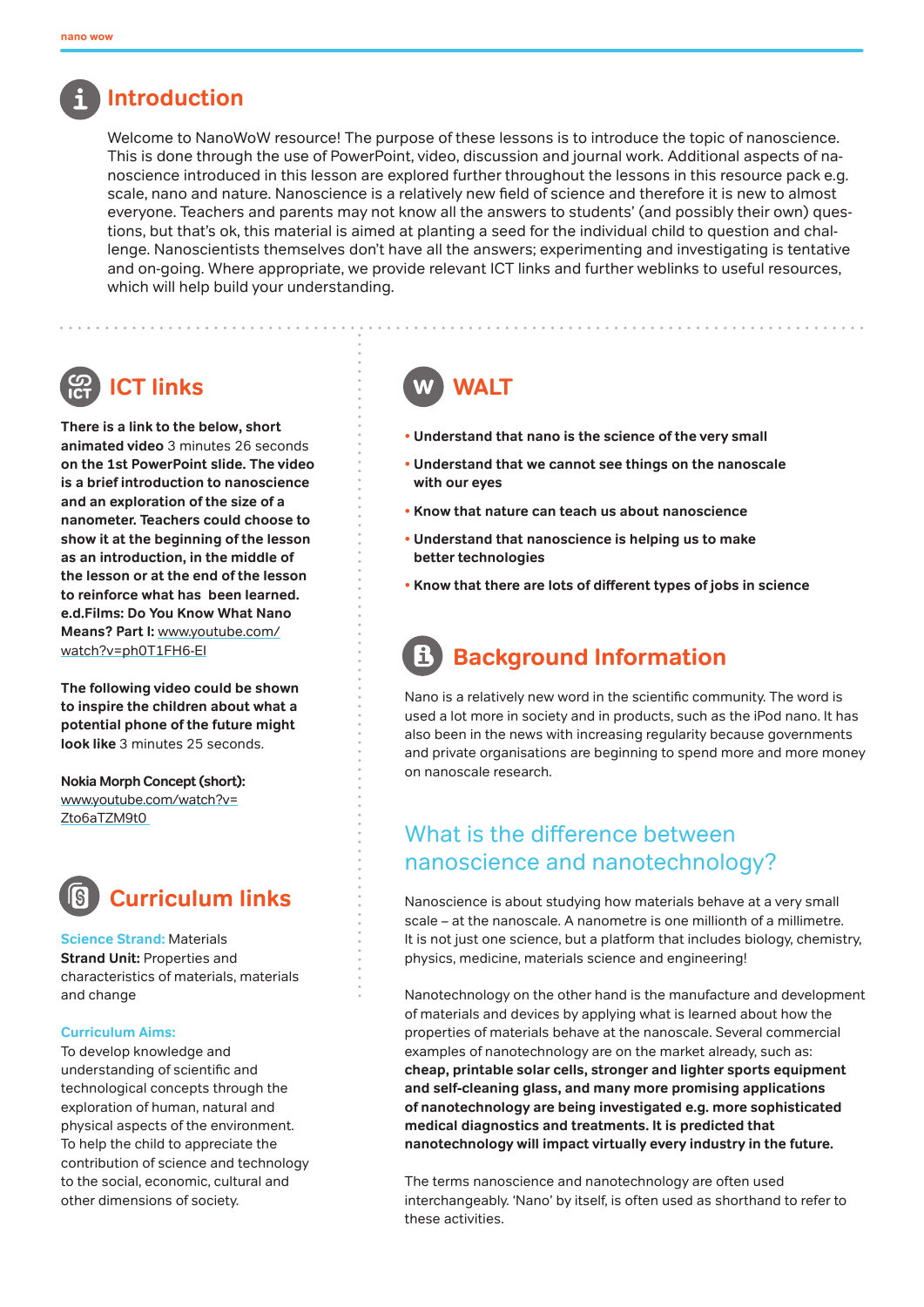## Introduction

Welcome to NanoWoW resource! The purpose of these lessons is to introduce the topic of nanoscience. This is done through the use of PowerPoint, video, discussion and journal work. Additional aspects of nanoscience introduced in this lesson are explored further throughout the lessons in this resource pack e.g. scale, nano and nature. Nanoscience is a relatively new field of science and therefore it is new to almost everyone. Teachers and parents may not know all the answers to students' (and possibly their own) questions, but that's ok, this material is aimed at planting a seed for the individual child to question and challenge. Nanoscientists themselves don't have all the answers; experimenting and investigating is tentative and on-going. Where appropriate, we provide relevant ICT links and further weblinks to useful resources, which will help build your understanding.

## ICT links

**There is a link to the below, short animated video** 3 minutes 26 seconds **on the 1st PowerPoint slide. The video is a brief introduction to nanoscience and an exploration of the size of a nanometer. Teachers could choose to show it at the beginning of the lesson as an introduction, in the middle of the lesson or at the end of the lesson to reinforce what has been learned. e.d.Films: Do You Know What Nano Means? Part I:** www.youtube.com/watch?v=ph0T1FH6-EI

**The following video could be shown to inspire the children about what a potential phone of the future might look like** 3 minutes 25 seconds.

**Nokia Morph Concept (short):** www.youtube.com/watch?v=Zto6aTZM9t0

## Curriculum links

**Science Strand:** Materials
**Strand Unit:** Properties and characteristics of materials, materials and change

**Curriculum Aims:**
To develop knowledge and understanding of scientific and technological concepts through the exploration of human, natural and physical aspects of the environment.
To help the child to appreciate the contribution of science and technology to the social, economic, cultural and other dimensions of society.

## WALT

- **Understand that nano is the science of the very small**
- **Understand that we cannot see things on the nanoscale with our eyes**
- **Know that nature can teach us about nanoscience**
- **Understand that nanoscience is helping us to make better technologies**
- **Know that there are lots of different types of jobs in science**

## Background Information

Nano is a relatively new word in the scientific community. The word is used a lot more in society and in products, such as the iPod nano. It has also been in the news with increasing regularity because governments and private organisations are beginning to spend more and more money on nanoscale research.

### What is the difference between nanoscience and nanotechnology?

Nanoscience is about studying how materials behave at a very small scale – at the nanoscale. A nanometre is one millionth of a millimetre. It is not just one science, but a platform that includes biology, chemistry, physics, medicine, materials science and engineering!

Nanotechnology on the other hand is the manufacture and development of materials and devices by applying what is learned about how the properties of materials behave at the nanoscale. Several commercial examples of nanotechnology are on the market already, such as: **cheap, printable solar cells, stronger and lighter sports equipment and self-cleaning glass, and many more promising applications of nanotechnology are being investigated e.g. more sophisticated medical diagnostics and treatments. It is predicted that nanotechnology will impact virtually every industry in the future.**

The terms nanoscience and nanotechnology are often used interchangeably. 'Nano' by itself, is often used as shorthand to refer to these activities.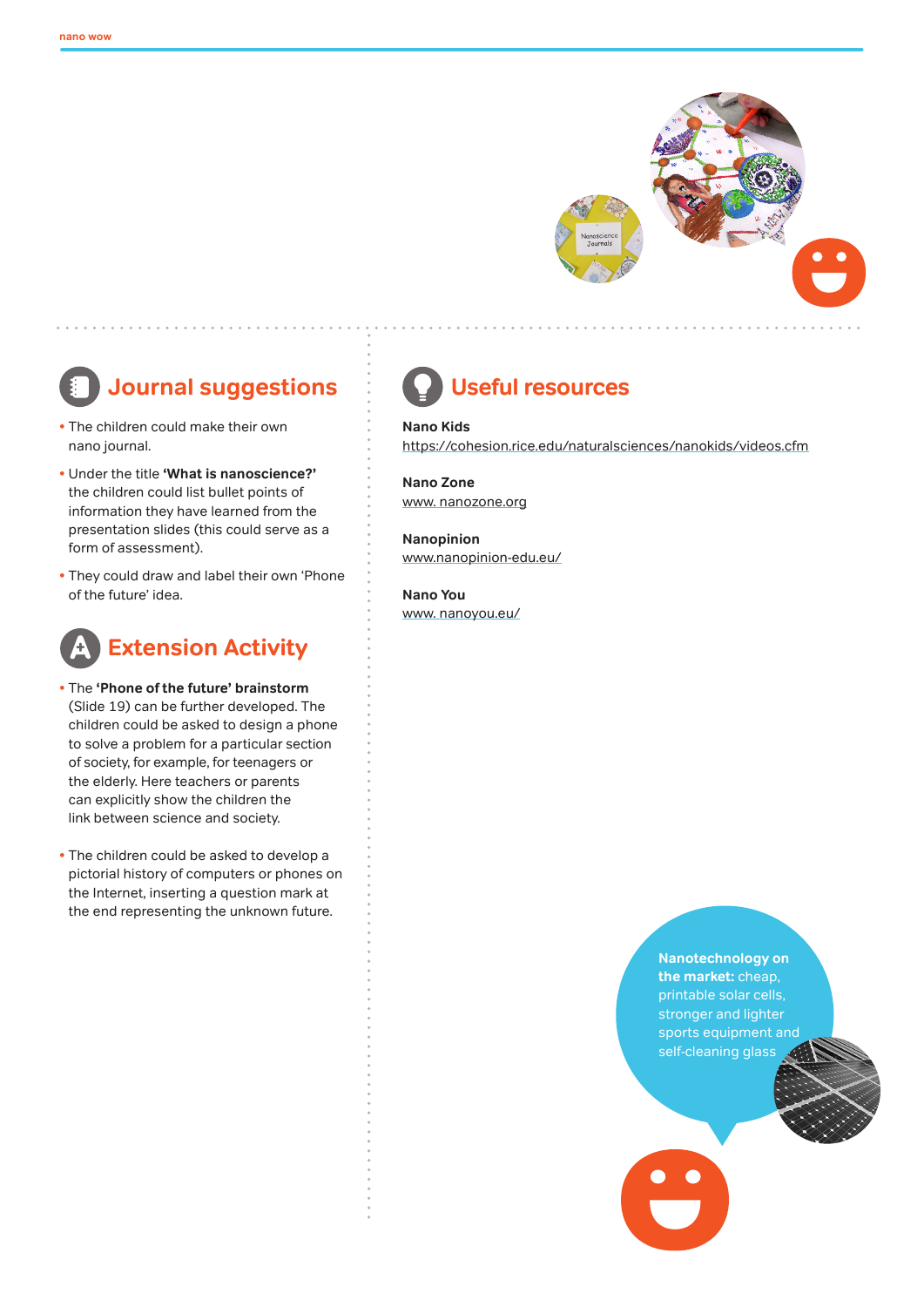## Journal suggestions

- The children could make their own nano journal.
- Under the title **'What is nanoscience?'** the children could list bullet points of information they have learned from the presentation slides (this could serve as a form of assessment).
- They could draw and label their own 'Phone of the future' idea.

## Extension Activity

- The **'Phone of the future' brainstorm** (Slide 19) can be further developed. The children could be asked to design a phone to solve a problem for a particular section of society, for example, for teenagers or the elderly. Here teachers or parents can explicitly show the children the link between science and society.
- The children could be asked to develop a pictorial history of computers or phones on the Internet, inserting a question mark at the end representing the unknown future.

## Useful resources

**Nano Kids**
https://cohesion.rice.edu/naturalsciences/nanokids/videos.cfm

**Nano Zone**
www. nanozone.org

**Nanopinion**
www.nanopinion-edu.eu/

**Nano You**
www. nanoyou.eu/

**Nanotechnology on the market:** cheap, printable solar cells, stronger and lighter sports equipment and self-cleaning glass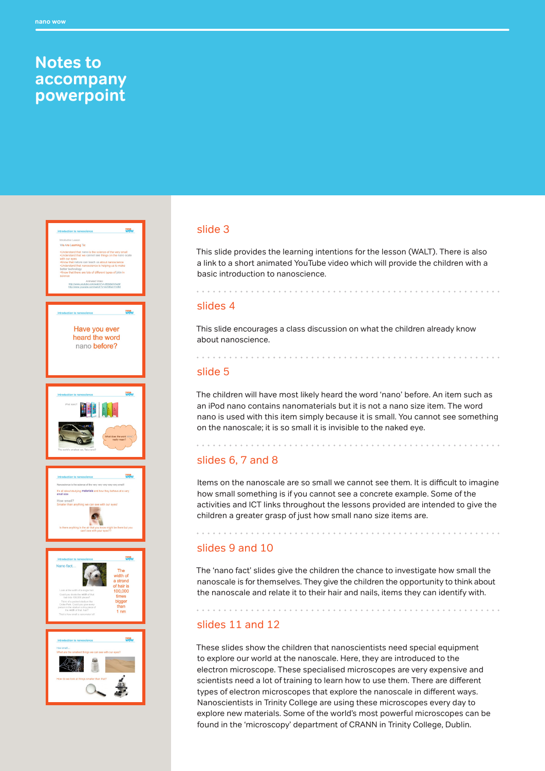# Notes to accompany powerpoint

## slide 3

This slide provides the learning intentions for the lesson (WALT). There is also a link to a short animated YouTube video which will provide the children with a basic introduction to nanoscience.

## slides 4

This slide encourages a class discussion on what the children already know about nanoscience.

## slide 5

The children will have most likely heard the word 'nano' before. An item such as an iPod nano contains nanomaterials but it is not a nano size item. The word nano is used with this item simply because it is small. You cannot see something on the nanoscale; it is so small it is invisible to the naked eye.

## slides 6, 7 and 8

Items on the nanoscale are so small we cannot see them. It is difficult to imagine how small something is if you cannot see a concrete example. Some of the activities and ICT links throughout the lessons provided are intended to give the children a greater grasp of just how small nano size items are.

## slides 9 and 10

The 'nano fact' slides give the children the chance to investigate how small the nanoscale is for themselves. They give the children the opportunity to think about the nanoscale and relate it to their hair and nails, items they can identify with.

## slides 11 and 12

These slides show the children that nanoscientists need special equipment to explore our world at the nanoscale. Here, they are introduced to the electron microscope. These specialised microscopes are very expensive and scientists need a lot of training to learn how to use them. There are different types of electron microscopes that explore the nanoscale in different ways. Nanoscientists in Trinity College are using these microscopes every day to explore new materials. Some of the world's most powerful microscopes can be found in the 'microscopy' department of CRANN in Trinity College, Dublin.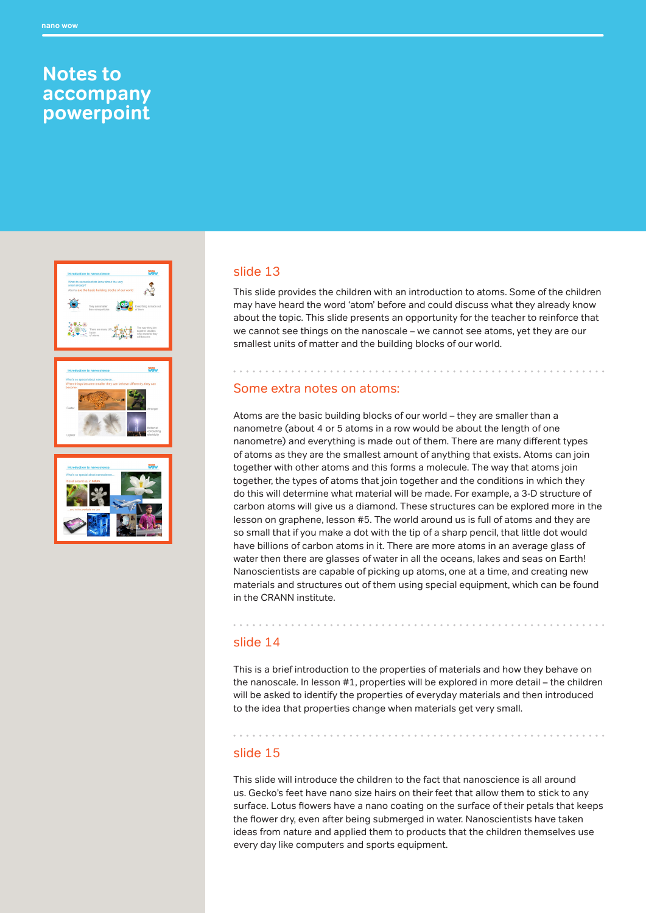# Notes to accompany powerpoint

## slide 13

This slide provides the children with an introduction to atoms. Some of the children may have heard the word 'atom' before and could discuss what they already know about the topic. This slide presents an opportunity for the teacher to reinforce that we cannot see things on the nanoscale – we cannot see atoms, yet they are our smallest units of matter and the building blocks of our world.

## Some extra notes on atoms:

Atoms are the basic building blocks of our world – they are smaller than a nanometre (about 4 or 5 atoms in a row would be about the length of one nanometre) and everything is made out of them. There are many different types of atoms as they are the smallest amount of anything that exists. Atoms can join together with other atoms and this forms a molecule. The way that atoms join together, the types of atoms that join together and the conditions in which they do this will determine what material will be made. For example, a 3-D structure of carbon atoms will give us a diamond. These structures can be explored more in the lesson on graphene, lesson #5. The world around us is full of atoms and they are so small that if you make a dot with the tip of a sharp pencil, that little dot would have billions of carbon atoms in it. There are more atoms in an average glass of water then there are glasses of water in all the oceans, lakes and seas on Earth! Nanoscientists are capable of picking up atoms, one at a time, and creating new materials and structures out of them using special equipment, which can be found in the CRANN institute.

## slide 14

This is a brief introduction to the properties of materials and how they behave on the nanoscale. In lesson #1, properties will be explored in more detail – the children will be asked to identify the properties of everyday materials and then introduced to the idea that properties change when materials get very small.

## slide 15

This slide will introduce the children to the fact that nanoscience is all around us. Gecko's feet have nano size hairs on their feet that allow them to stick to any surface. Lotus flowers have a nano coating on the surface of their petals that keeps the flower dry, even after being submerged in water. Nanoscientists have taken ideas from nature and applied them to products that the children themselves use every day like computers and sports equipment.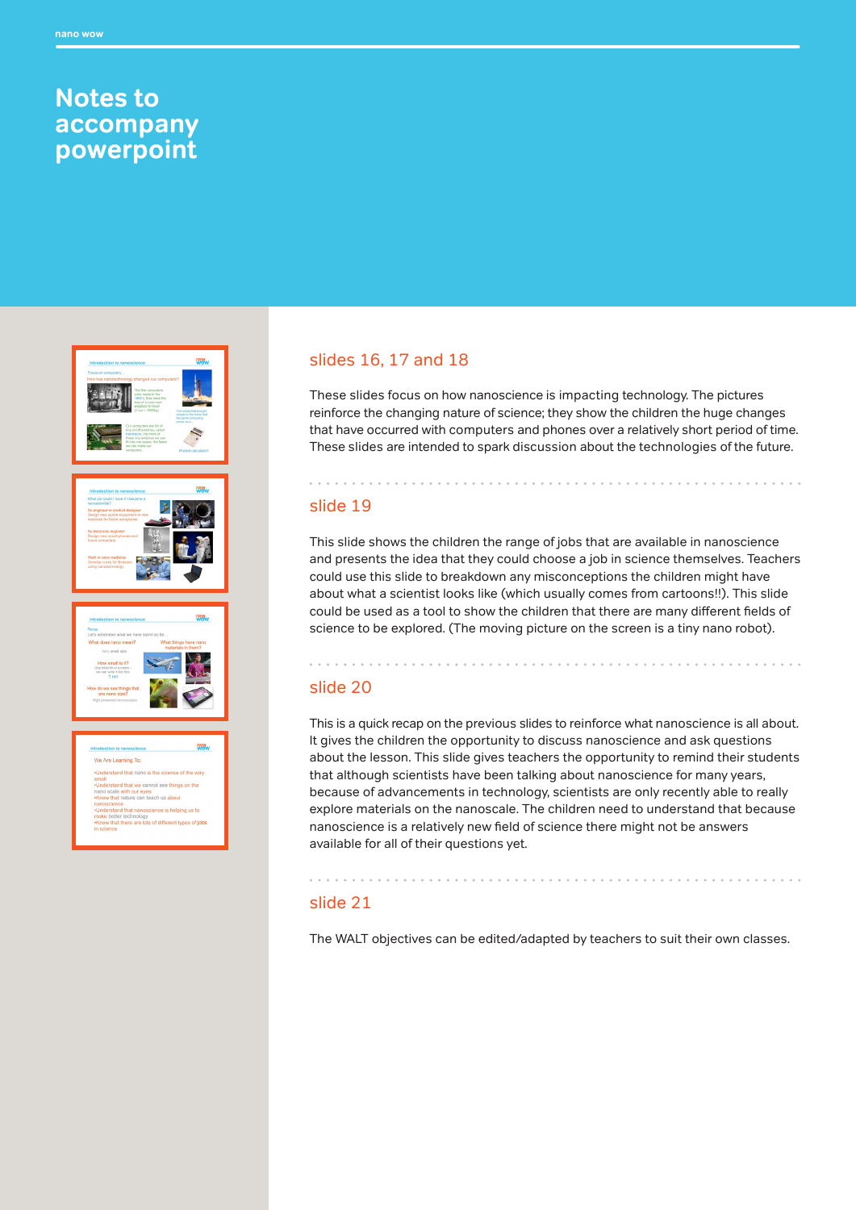# Notes to accompany powerpoint

## slides 16, 17 and 18

These slides focus on how nanoscience is impacting technology. The pictures reinforce the changing nature of science; they show the children the huge changes that have occurred with computers and phones over a relatively short period of time. These slides are intended to spark discussion about the technologies of the future.

## slide 19

This slide shows the children the range of jobs that are available in nanoscience and presents the idea that they could choose a job in science themselves. Teachers could use this slide to breakdown any misconceptions the children might have about what a scientist looks like (which usually comes from cartoons!!). This slide could be used as a tool to show the children that there are many different fields of science to be explored. (The moving picture on the screen is a tiny nano robot).

## slide 20

This is a quick recap on the previous slides to reinforce what nanoscience is all about. It gives the children the opportunity to discuss nanoscience and ask questions about the lesson. This slide gives teachers the opportunity to remind their students that although scientists have been talking about nanoscience for many years, because of advancements in technology, scientists are only recently able to really explore materials on the nanoscale. The children need to understand that because nanoscience is a relatively new field of science there might not be answers available for all of their questions yet.

## slide 21

The WALT objectives can be edited/adapted by teachers to suit their own classes.